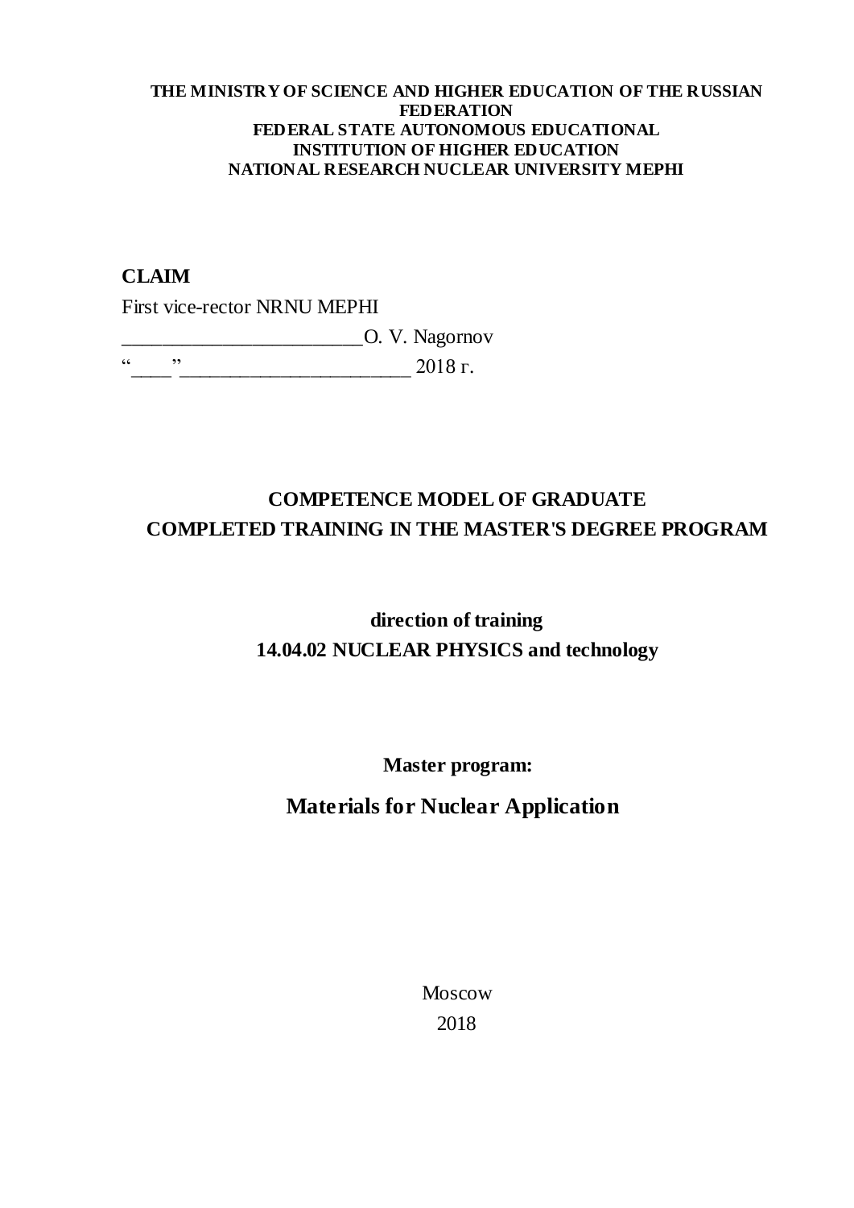**THE MINISTRY OF SCIENCE AND HIGHER EDUCATION OF THE RUSSIAN FEDERATION**
**FEDERAL STATE AUTONOMOUS EDUCATIONAL INSTITUTION OF HIGHER EDUCATION**
**NATIONAL RESEARCH NUCLEAR UNIVERSITY MEPHI**

**CLAIM**

First vice-rector NRNU MEPHI

________________________O. V. Nagornov

“____” _______________________ 2018 г.

# COMPETENCE MODEL OF GRADUATE COMPLETED TRAINING IN THE MASTER'S DEGREE PROGRAM

## direction of training
## 14.04.02 NUCLEAR PHYSICS and technology

### Master program:

## Materials for Nuclear Application

Moscow

2018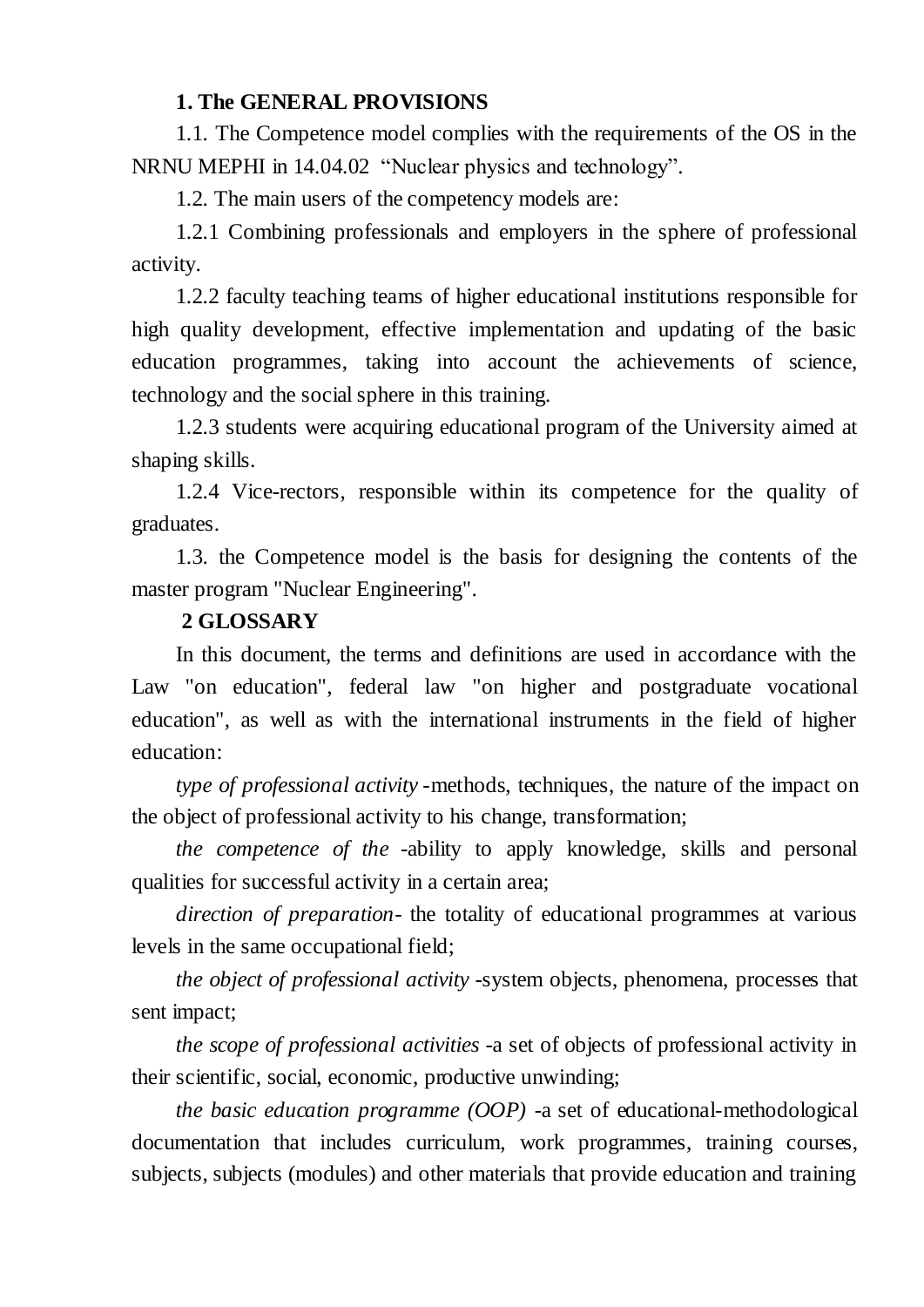## 1. The GENERAL PROVISIONS

1.1. The Competence model complies with the requirements of the OS in the NRNU MEPHI in 14.04.02 "Nuclear physics and technology".

1.2. The main users of the competency models are:

1.2.1 Combining professionals and employers in the sphere of professional activity.

1.2.2 faculty teaching teams of higher educational institutions responsible for high quality development, effective implementation and updating of the basic education programmes, taking into account the achievements of science, technology and the social sphere in this training.

1.2.3 students were acquiring educational program of the University aimed at shaping skills.

1.2.4 Vice-rectors, responsible within its competence for the quality of graduates.

1.3. the Competence model is the basis for designing the contents of the master program "Nuclear Engineering".

## 2 GLOSSARY

In this document, the terms and definitions are used in accordance with the Law "on education", federal law "on higher and postgraduate vocational education", as well as with the international instruments in the field of higher education:

*type of professional activity* -methods, techniques, the nature of the impact on the object of professional activity to his change, transformation;

*the competence of the* -ability to apply knowledge, skills and personal qualities for successful activity in a certain area;

*direction of preparation*- the totality of educational programmes at various levels in the same occupational field;

*the object of professional activity* -system objects, phenomena, processes that sent impact;

*the scope of professional activities* -a set of objects of professional activity in their scientific, social, economic, productive unwinding;

*the basic education programme (OOP)* -a set of educational-methodological documentation that includes curriculum, work programmes, training courses, subjects, subjects (modules) and other materials that provide education and training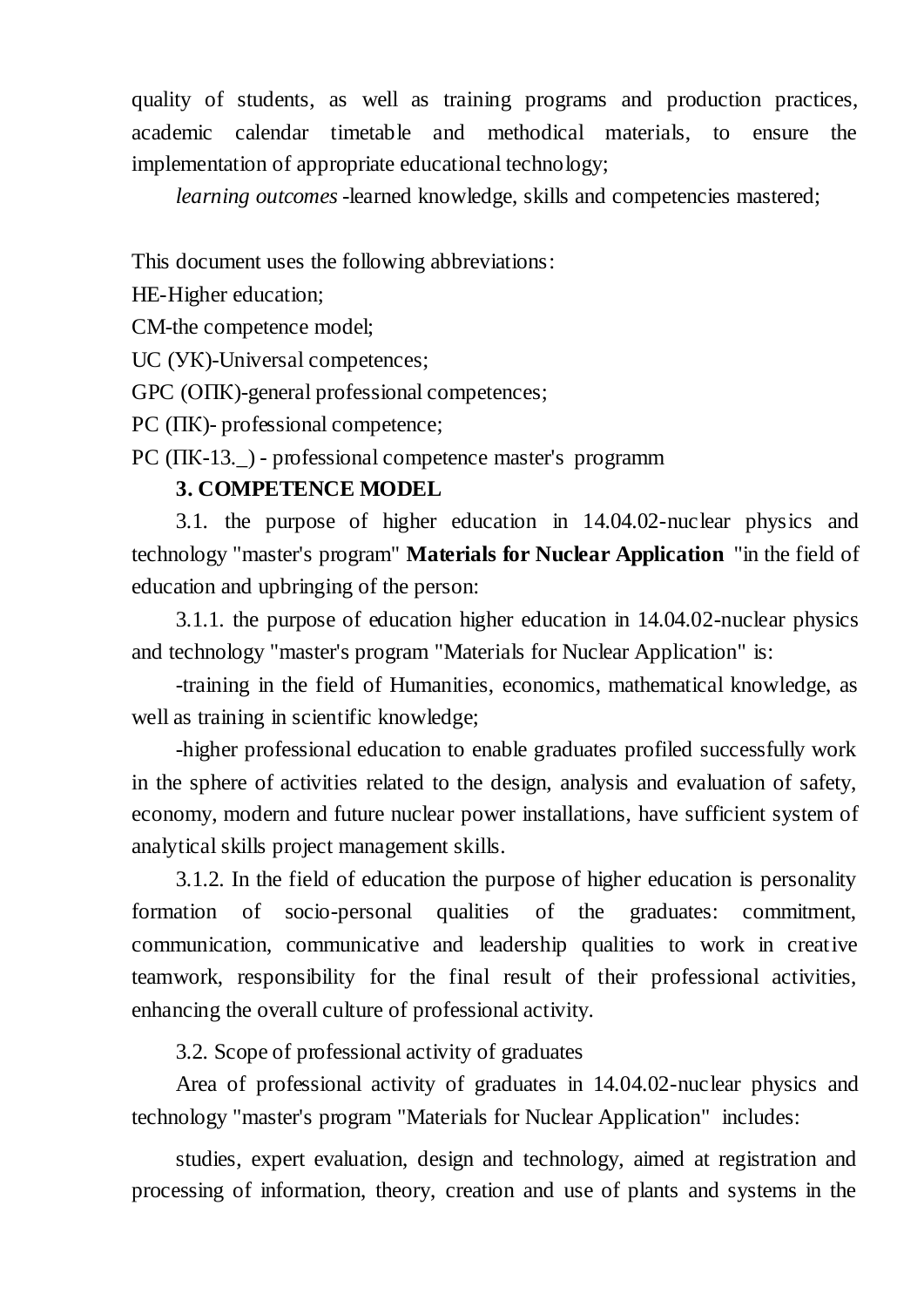quality of students, as well as training programs and production practices, academic calendar timetable and methodical materials, to ensure the implementation of appropriate educational technology;

*learning outcomes* -learned knowledge, skills and competencies mastered;

This document uses the following abbreviations:

HE-Higher education;

CM-the competence model;

UC (УК)-Universal competences;

GPC (ОПК)-general professional competences;

PC (ПК)- professional competence;

PC (ПК-13._) - professional competence master's programm

### 3. COMPETENCE MODEL

3.1. the purpose of higher education in 14.04.02-nuclear physics and technology "master's program" **Materials for Nuclear Application** "in the field of education and upbringing of the person:

3.1.1. the purpose of education higher education in 14.04.02-nuclear physics and technology "master's program "Materials for Nuclear Application" is:

-training in the field of Humanities, economics, mathematical knowledge, as well as training in scientific knowledge;

-higher professional education to enable graduates profiled successfully work in the sphere of activities related to the design, analysis and evaluation of safety, economy, modern and future nuclear power installations, have sufficient system of analytical skills project management skills.

3.1.2. In the field of education the purpose of higher education is personality formation of socio-personal qualities of the graduates: commitment, communication, communicative and leadership qualities to work in creative teamwork, responsibility for the final result of their professional activities, enhancing the overall culture of professional activity.

3.2. Scope of professional activity of graduates

Area of professional activity of graduates in 14.04.02-nuclear physics and technology "master's program "Materials for Nuclear Application" includes:

studies, expert evaluation, design and technology, aimed at registration and processing of information, theory, creation and use of plants and systems in the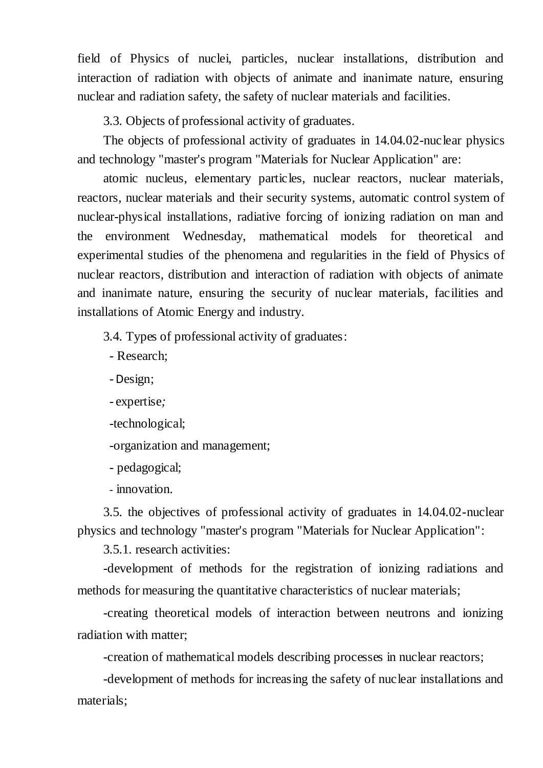field of Physics of nuclei, particles, nuclear installations, distribution and interaction of radiation with objects of animate and inanimate nature, ensuring nuclear and radiation safety, the safety of nuclear materials and facilities.

3.3. Objects of professional activity of graduates.

The objects of professional activity of graduates in 14.04.02-nuclear physics and technology "master's program "Materials for Nuclear Application" are:

atomic nucleus, elementary particles, nuclear reactors, nuclear materials, reactors, nuclear materials and their security systems, automatic control system of nuclear-physical installations, radiative forcing of ionizing radiation on man and the environment Wednesday, mathematical models for theoretical and experimental studies of the phenomena and regularities in the field of Physics of nuclear reactors, distribution and interaction of radiation with objects of animate and inanimate nature, ensuring the security of nuclear materials, facilities and installations of Atomic Energy and industry.

3.4. Types of professional activity of graduates:

- Research;
- Design;
- expertise;
- technological;
- organization and management;
- pedagogical;
- innovation.

3.5. the objectives of professional activity of graduates in 14.04.02-nuclear physics and technology "master's program "Materials for Nuclear Application":

3.5.1. research activities:

-development of methods for the registration of ionizing radiations and methods for measuring the quantitative characteristics of nuclear materials;

-creating theoretical models of interaction between neutrons and ionizing radiation with matter;

-creation of mathematical models describing processes in nuclear reactors;

-development of methods for increasing the safety of nuclear installations and materials;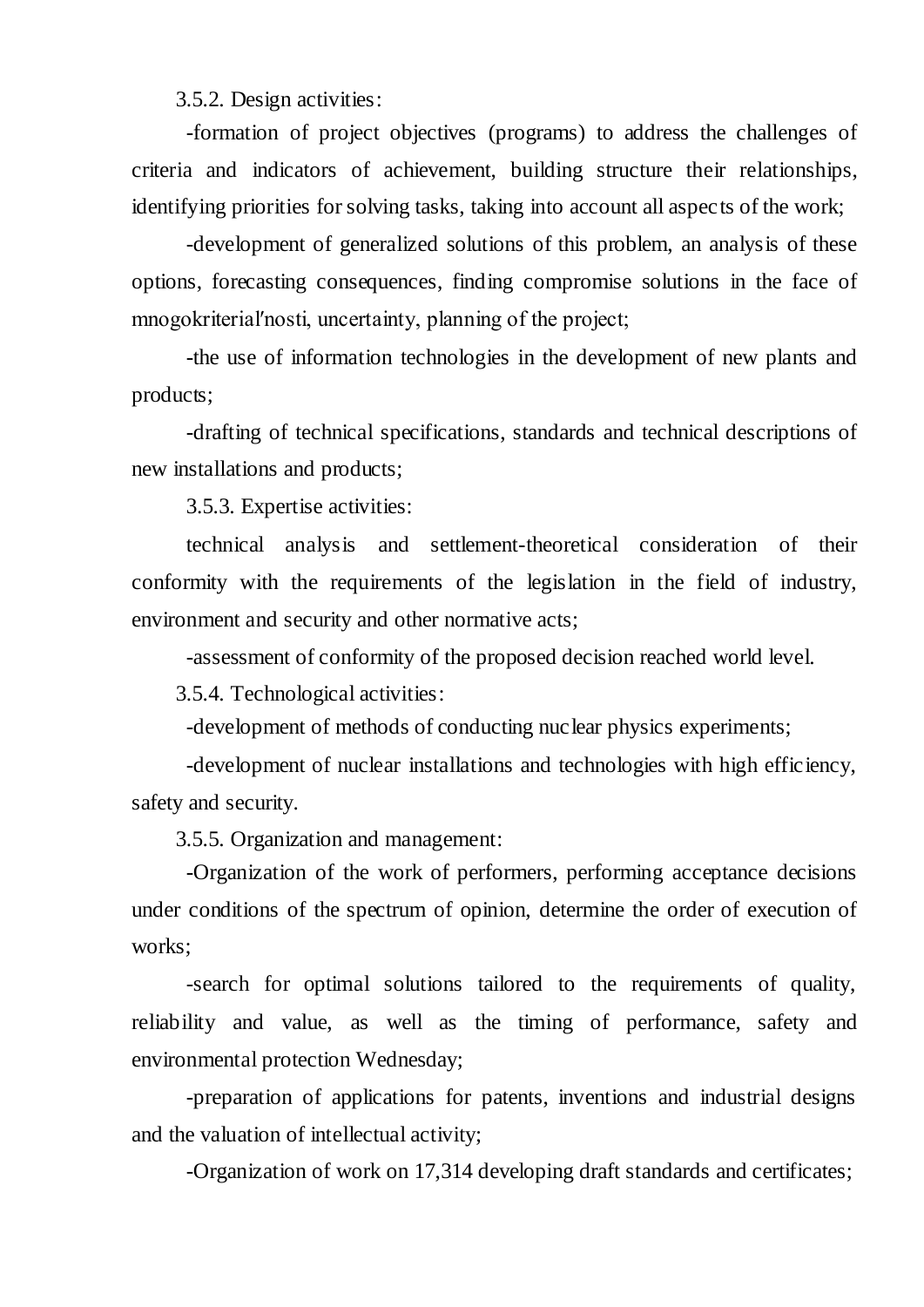3.5.2. Design activities:

-formation of project objectives (programs) to address the challenges of criteria and indicators of achievement, building structure their relationships, identifying priorities for solving tasks, taking into account all aspects of the work;

-development of generalized solutions of this problem, an analysis of these options, forecasting consequences, finding compromise solutions in the face of mnogokriterial′nosti, uncertainty, planning of the project;

-the use of information technologies in the development of new plants and products;

-drafting of technical specifications, standards and technical descriptions of new installations and products;

3.5.3. Expertise activities:

technical analysis and settlement-theoretical consideration of their conformity with the requirements of the legislation in the field of industry, environment and security and other normative acts;

-assessment of conformity of the proposed decision reached world level.

3.5.4. Technological activities:

-development of methods of conducting nuclear physics experiments;

-development of nuclear installations and technologies with high efficiency, safety and security.

3.5.5. Organization and management:

-Organization of the work of performers, performing acceptance decisions under conditions of the spectrum of opinion, determine the order of execution of works;

-search for optimal solutions tailored to the requirements of quality, reliability and value, as well as the timing of performance, safety and environmental protection Wednesday;

-preparation of applications for patents, inventions and industrial designs and the valuation of intellectual activity;

-Organization of work on 17,314 developing draft standards and certificates;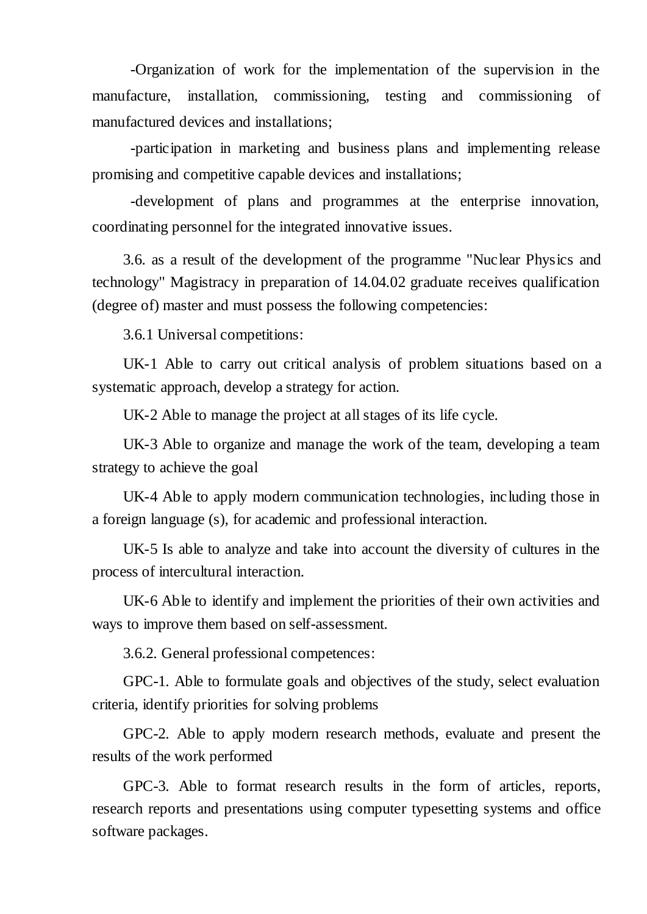-Organization of work for the implementation of the supervision in the manufacture, installation, commissioning, testing and commissioning of manufactured devices and installations;

-participation in marketing and business plans and implementing release promising and competitive capable devices and installations;

-development of plans and programmes at the enterprise innovation, coordinating personnel for the integrated innovative issues.

3.6. as a result of the development of the programme "Nuclear Physics and technology" Magistracy in preparation of 14.04.02 graduate receives qualification (degree of) master and must possess the following competencies:

3.6.1 Universal competitions:

UK-1 Able to carry out critical analysis of problem situations based on a systematic approach, develop a strategy for action.

UK-2 Able to manage the project at all stages of its life cycle.

UK-3 Able to organize and manage the work of the team, developing a team strategy to achieve the goal

UK-4 Able to apply modern communication technologies, including those in a foreign language (s), for academic and professional interaction.

UK-5 Is able to analyze and take into account the diversity of cultures in the process of intercultural interaction.

UK-6 Able to identify and implement the priorities of their own activities and ways to improve them based on self-assessment.

3.6.2. General professional competences:

GPC-1. Able to formulate goals and objectives of the study, select evaluation criteria, identify priorities for solving problems

GPC-2. Able to apply modern research methods, evaluate and present the results of the work performed

GPC-3. Able to format research results in the form of articles, reports, research reports and presentations using computer typesetting systems and office software packages.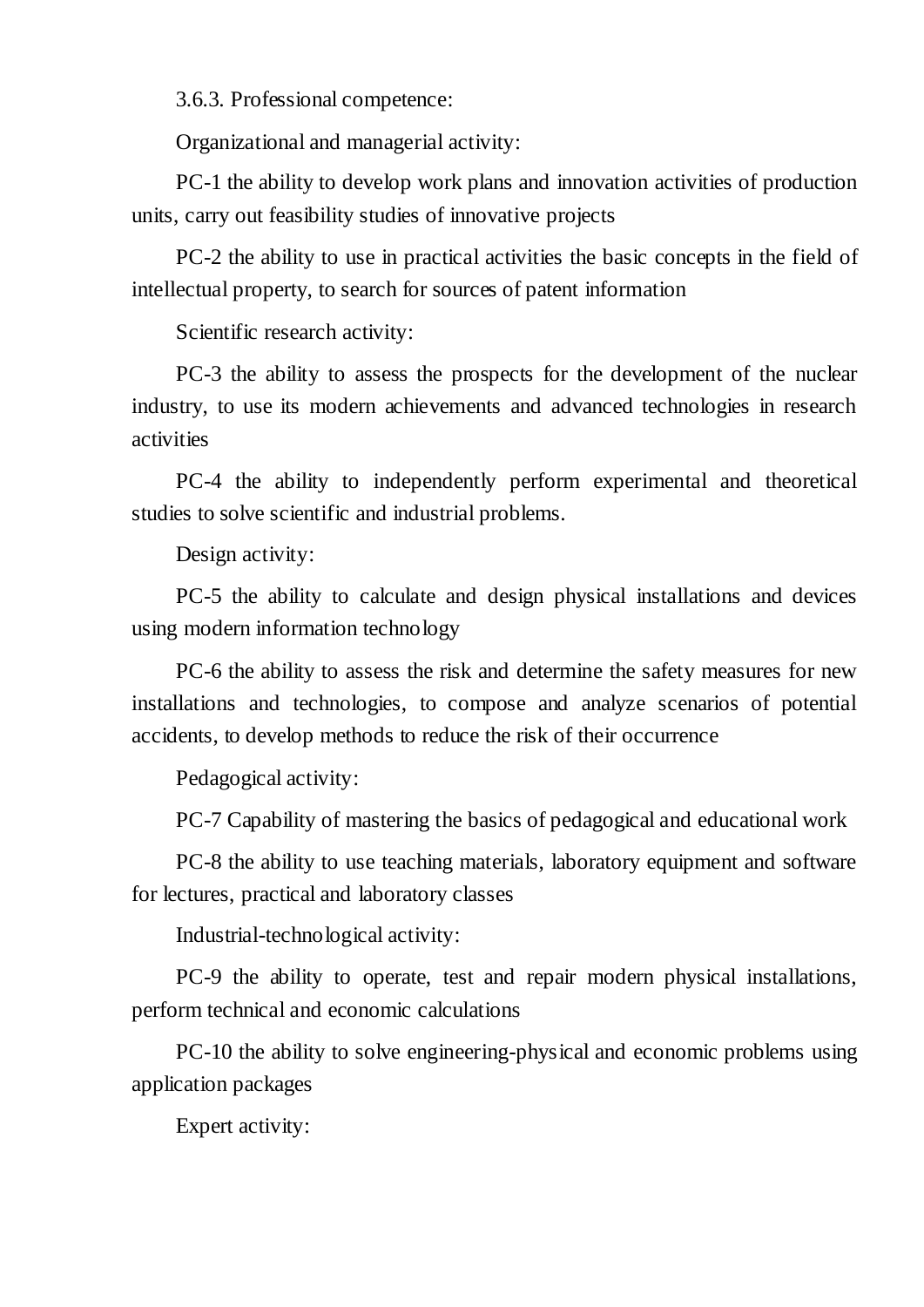3.6.3. Professional competence:

Organizational and managerial activity:

PC-1 the ability to develop work plans and innovation activities of production units, carry out feasibility studies of innovative projects

PC-2 the ability to use in practical activities the basic concepts in the field of intellectual property, to search for sources of patent information

Scientific research activity:

PC-3 the ability to assess the prospects for the development of the nuclear industry, to use its modern achievements and advanced technologies in research activities

PC-4 the ability to independently perform experimental and theoretical studies to solve scientific and industrial problems.

Design activity:

PC-5 the ability to calculate and design physical installations and devices using modern information technology

PC-6 the ability to assess the risk and determine the safety measures for new installations and technologies, to compose and analyze scenarios of potential accidents, to develop methods to reduce the risk of their occurrence

Pedagogical activity:

PC-7 Capability of mastering the basics of pedagogical and educational work

PC-8 the ability to use teaching materials, laboratory equipment and software for lectures, practical and laboratory classes

Industrial-technological activity:

PC-9 the ability to operate, test and repair modern physical installations, perform technical and economic calculations

PC-10 the ability to solve engineering-physical and economic problems using application packages

Expert activity: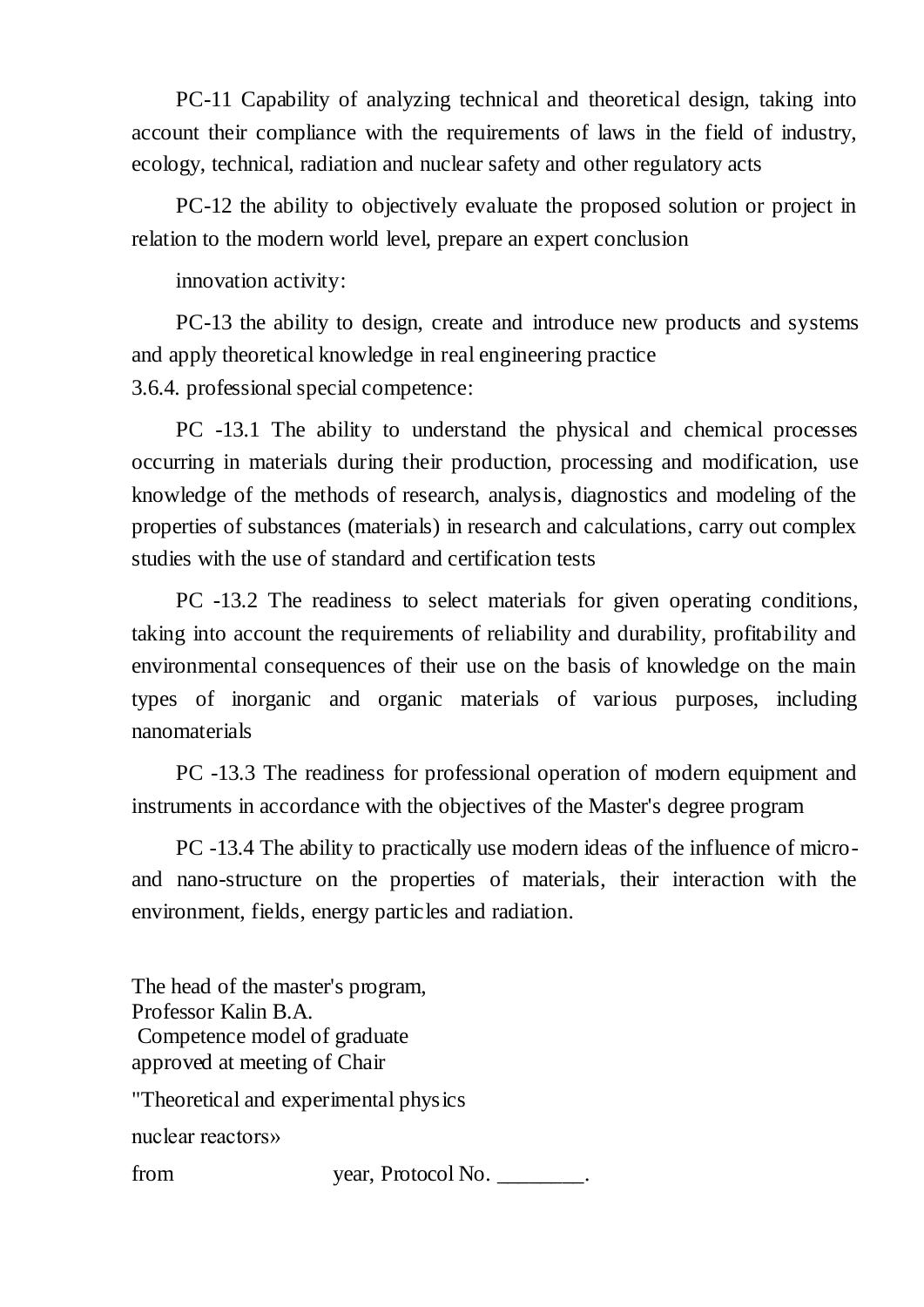PC-11 Capability of analyzing technical and theoretical design, taking into account their compliance with the requirements of laws in the field of industry, ecology, technical, radiation and nuclear safety and other regulatory acts

PC-12 the ability to objectively evaluate the proposed solution or project in relation to the modern world level, prepare an expert conclusion

innovation activity:

PC-13 the ability to design, create and introduce new products and systems and apply theoretical knowledge in real engineering practice

3.6.4. professional special competence:

PC -13.1 The ability to understand the physical and chemical processes occurring in materials during their production, processing and modification, use knowledge of the methods of research, analysis, diagnostics and modeling of the properties of substances (materials) in research and calculations, carry out complex studies with the use of standard and certification tests

PC -13.2 The readiness to select materials for given operating conditions, taking into account the requirements of reliability and durability, profitability and environmental consequences of their use on the basis of knowledge on the main types of inorganic and organic materials of various purposes, including nanomaterials

PC -13.3 The readiness for professional operation of modern equipment and instruments in accordance with the objectives of the Master's degree program

PC -13.4 The ability to practically use modern ideas of the influence of micro- and nano-structure on the properties of materials, their interaction with the environment, fields, energy particles and radiation.

The head of the master's program,
Professor Kalin B.A.
Competence model of graduate
approved at meeting of Chair

"Theoretical and experimental physics

nuclear reactors»

from                    year, Protocol No. ________.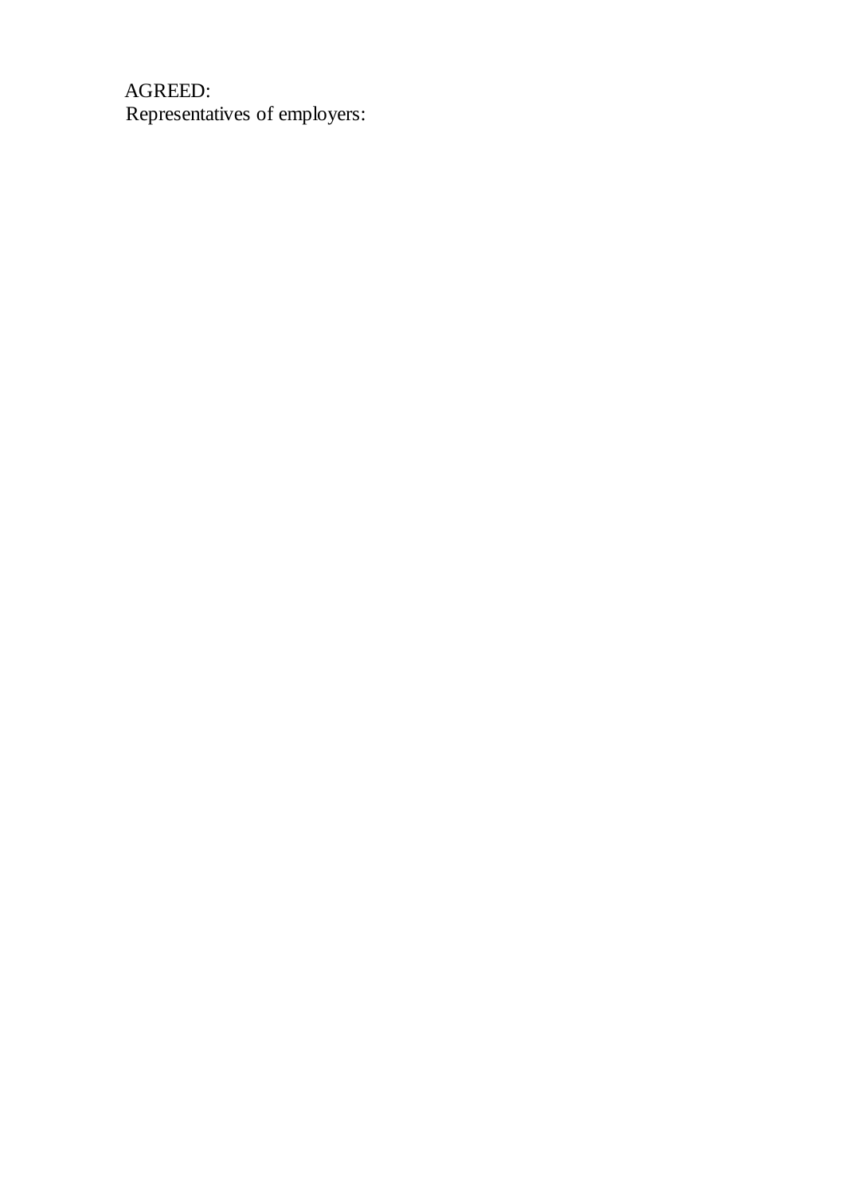AGREED:
Representatives of employers: